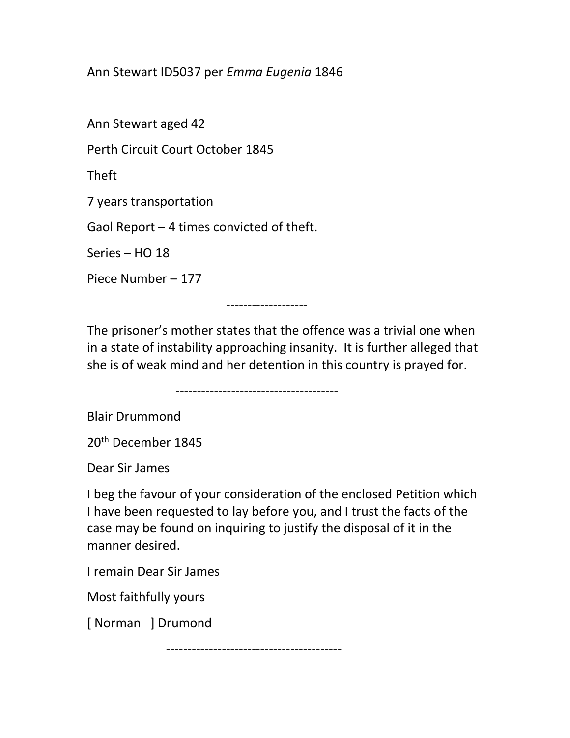Ann Stewart ID5037 per *Emma Eugenia* 1846

Ann Stewart aged 42

Perth Circuit Court October 1845

Theft

7 years transportation

Gaol Report – 4 times convicted of theft.

Series – HO 18

Piece Number – 177

-------------------

The prisoner's mother states that the offence was a trivial one when in a state of instability approaching insanity. It is further alleged that she is of weak mind and her detention in this country is prayed for.

--------------------------------------

Blair Drummond

20th December 1845

Dear Sir James

I beg the favour of your consideration of the enclosed Petition which I have been requested to lay before you, and I trust the facts of the case may be found on inquiring to justify the disposal of it in the manner desired.

I remain Dear Sir James

Most faithfully yours

[ Norman ] Drumond

-----------------------------------------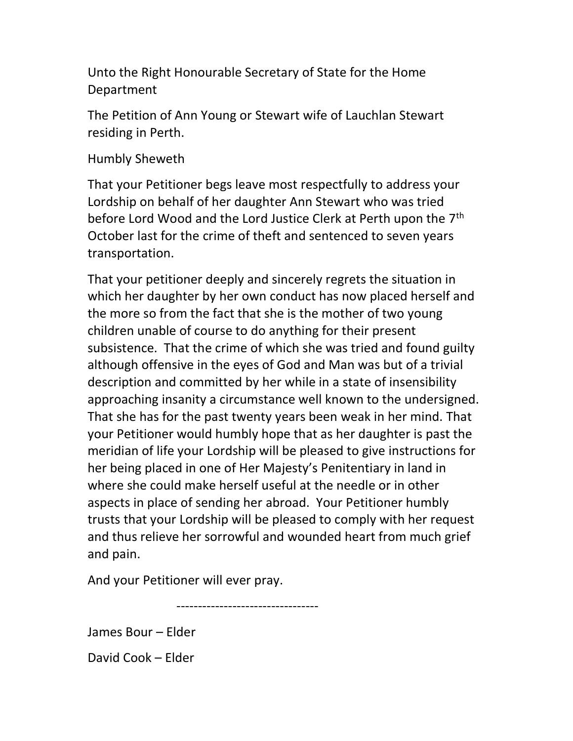Unto the Right Honourable Secretary of State for the Home Department

The Petition of Ann Young or Stewart wife of Lauchlan Stewart residing in Perth.

Humbly Sheweth

That your Petitioner begs leave most respectfully to address your Lordship on behalf of her daughter Ann Stewart who was tried before Lord Wood and the Lord Justice Clerk at Perth upon the 7th October last for the crime of theft and sentenced to seven years transportation.

That your petitioner deeply and sincerely regrets the situation in which her daughter by her own conduct has now placed herself and the more so from the fact that she is the mother of two young children unable of course to do anything for their present subsistence. That the crime of which she was tried and found guilty although offensive in the eyes of God and Man was but of a trivial description and committed by her while in a state of insensibility approaching insanity a circumstance well known to the undersigned. That she has for the past twenty years been weak in her mind. That your Petitioner would humbly hope that as her daughter is past the meridian of life your Lordship will be pleased to give instructions for her being placed in one of Her Majesty's Penitentiary in land in where she could make herself useful at the needle or in other aspects in place of sending her abroad. Your Petitioner humbly trusts that your Lordship will be pleased to comply with her request and thus relieve her sorrowful and wounded heart from much grief and pain.

And your Petitioner will ever pray.

---------------------------------

James Bour – Elder

David Cook – Elder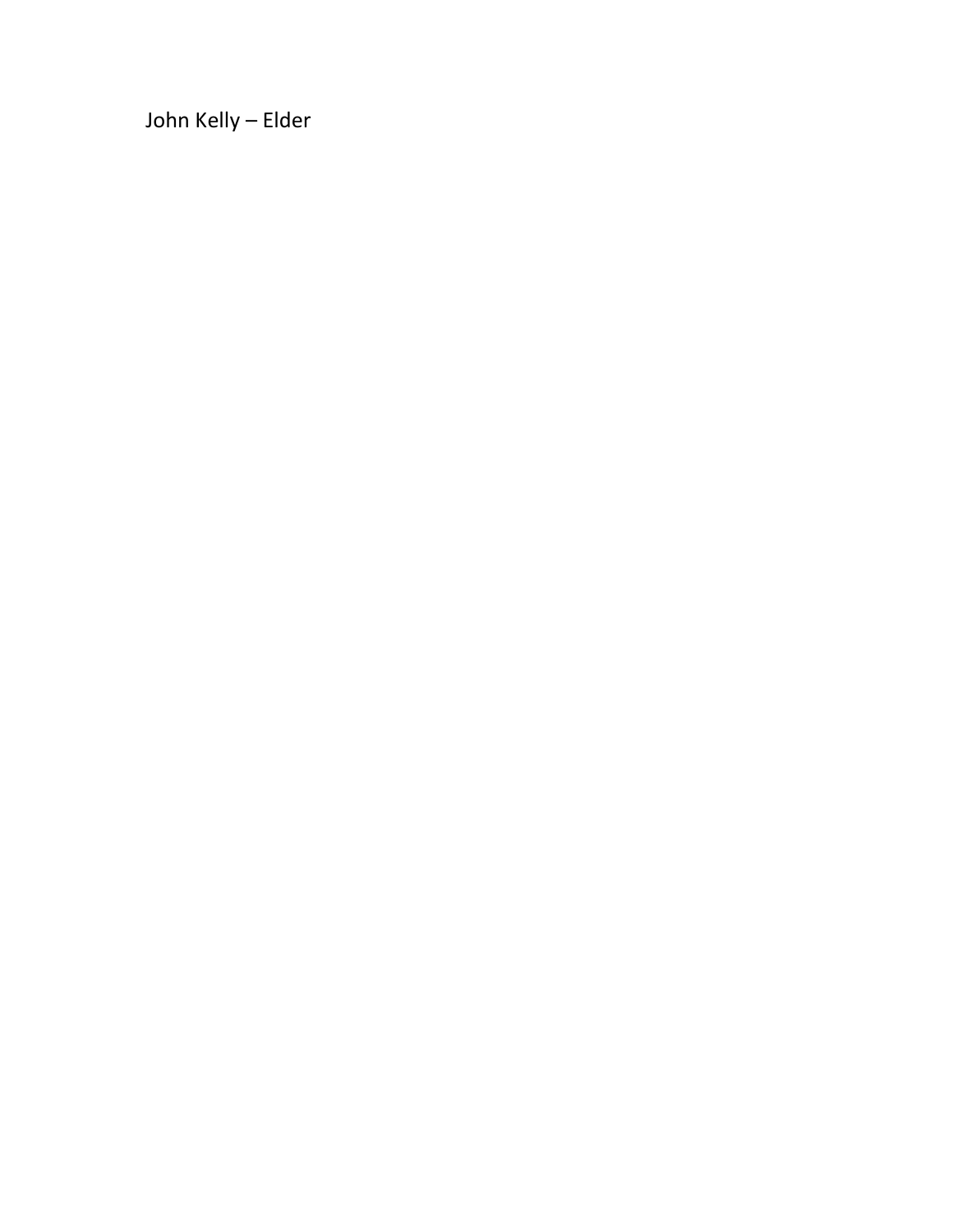John Kelly – Elder